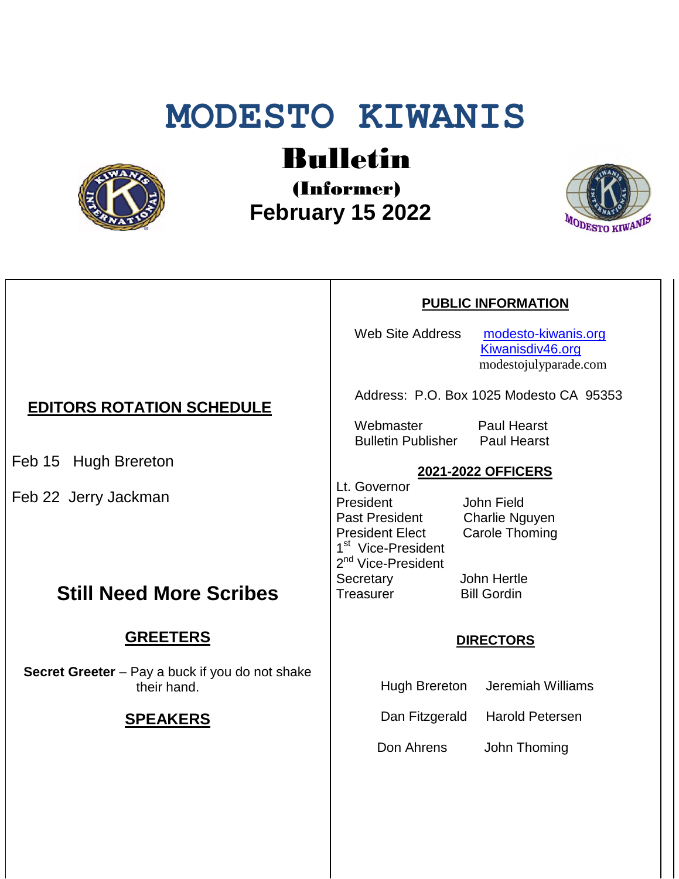# MODESTO KIWANIS

## Bulletin

### (Informer)

### February 15 2022

## EDITORS ROTATION SCHEDULE

Feb 15 Hugh Brereton

Feb 22 Jerry Jackman

## Still Need More Scribes

### GREETERS

**Secret Greeter** – Pay a buck if you do not shake their hand.

### SPEAKERS

### PUBLIC INFORMATION

Web Site Address: modesto-kiwanis.org, Kiwanisdiv46.org, modestojulyparade.com

Address: P.O. Box 1025 Modesto CA 95353

| | |
|---|---|
| Webmaster | Paul Hearst |
| Bulletin Publisher | Paul Hearst |

### 2021-2022 OFFICERS

| | |
|---|---|
| Lt. Governor | |
| President | John Field |
| Past President | Charlie Nguyen |
| President Elect | Carole Thoming |
| 1st Vice-President | |
| 2nd Vice-President | |
| Secretary | John Hertle |
| Treasurer | Bill Gordin |

### DIRECTORS

| | |
|---|---|
| Hugh Brereton | Jeremiah Williams |
| Dan Fitzgerald | Harold Petersen |
| Don Ahrens | John Thoming |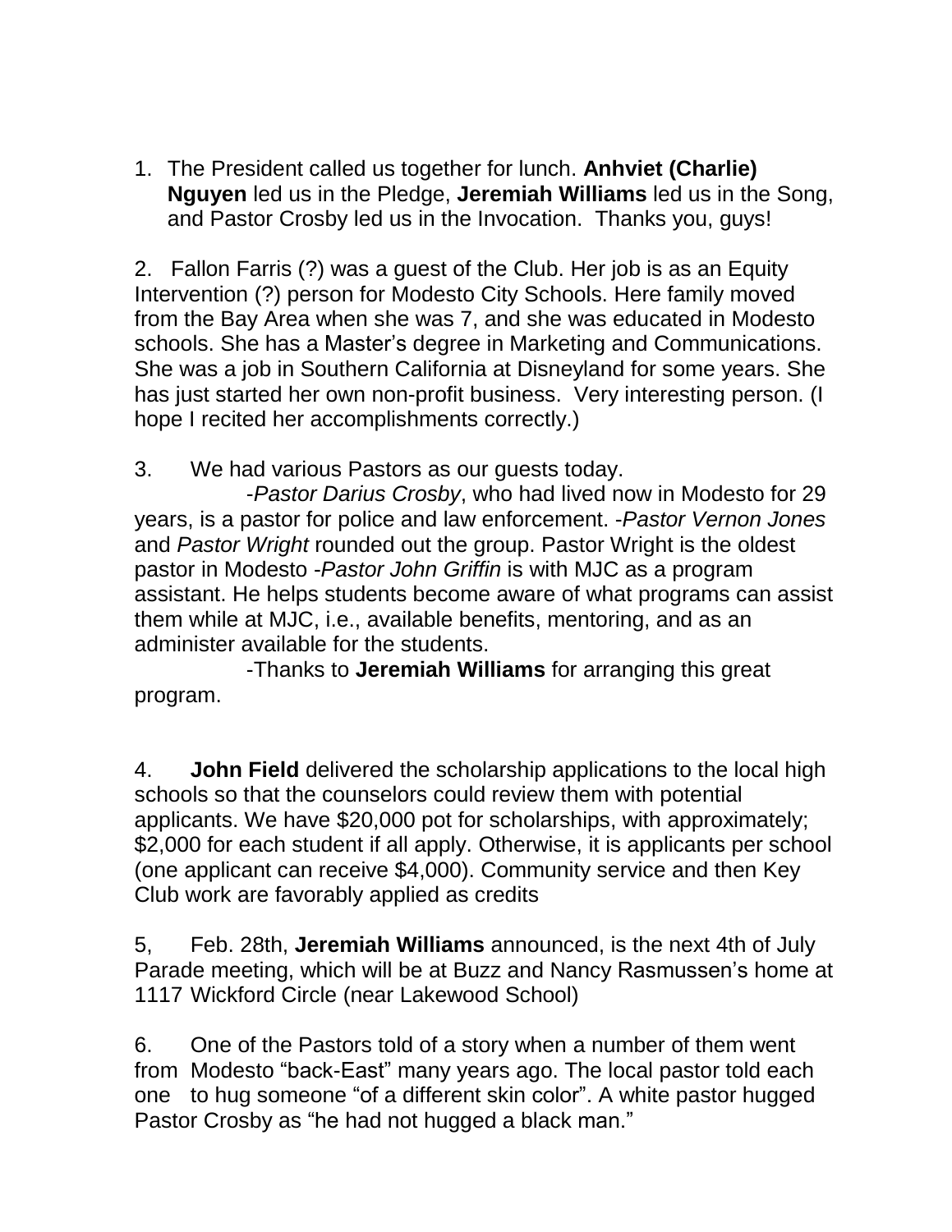1. The President called us together for lunch. **Anhviet (Charlie) Nguyen** led us in the Pledge, **Jeremiah Williams** led us in the Song, and Pastor Crosby led us in the Invocation. Thanks you, guys!

2. Fallon Farris (?) was a guest of the Club. Her job is as an Equity Intervention (?) person for Modesto City Schools. Here family moved from the Bay Area when she was 7, and she was educated in Modesto schools. She has a Master's degree in Marketing and Communications. She was a job in Southern California at Disneyland for some years. She has just started her own non-profit business. Very interesting person. (I hope I recited her accomplishments correctly.)

3. We had various Pastors as our guests today.

-*Pastor Darius Crosby*, who had lived now in Modesto for 29 years, is a pastor for police and law enforcement. -*Pastor Vernon Jones* and *Pastor Wright* rounded out the group. Pastor Wright is the oldest pastor in Modesto -*Pastor John Griffin* is with MJC as a program assistant. He helps students become aware of what programs can assist them while at MJC, i.e., available benefits, mentoring, and as an administer available for the students.

-Thanks to **Jeremiah Williams** for arranging this great program.

4. **John Field** delivered the scholarship applications to the local high schools so that the counselors could review them with potential applicants. We have $20,000 pot for scholarships, with approximately; $2,000 for each student if all apply. Otherwise, it is applicants per school (one applicant can receive $4,000). Community service and then Key Club work are favorably applied as credits

5, Feb. 28th, **Jeremiah Williams** announced, is the next 4th of July Parade meeting, which will be at Buzz and Nancy Rasmussen's home at 1117 Wickford Circle (near Lakewood School)

6. One of the Pastors told of a story when a number of them went from Modesto "back-East" many years ago. The local pastor told each one to hug someone "of a different skin color". A white pastor hugged Pastor Crosby as "he had not hugged a black man."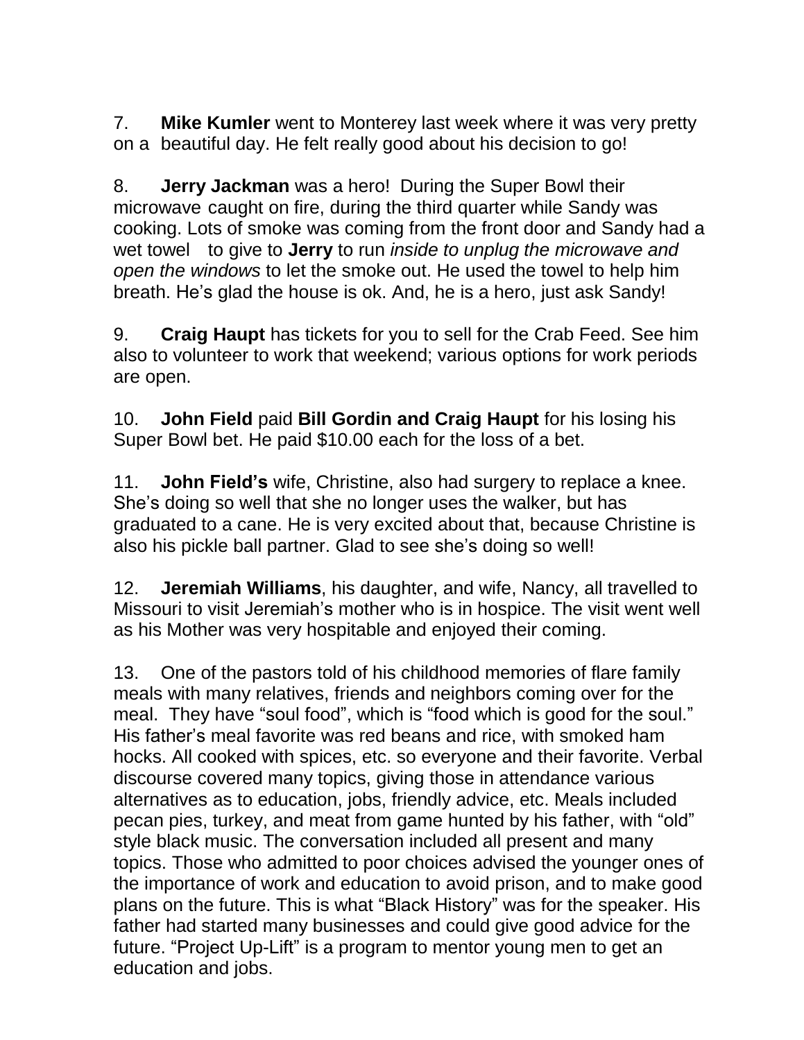7. **Mike Kumler** went to Monterey last week where it was very pretty on a beautiful day. He felt really good about his decision to go!

8. **Jerry Jackman** was a hero! During the Super Bowl their microwave caught on fire, during the third quarter while Sandy was cooking. Lots of smoke was coming from the front door and Sandy had a wet towel to give to **Jerry** to run *inside to unplug the microwave and open the windows* to let the smoke out. He used the towel to help him breath. He's glad the house is ok. And, he is a hero, just ask Sandy!

9. **Craig Haupt** has tickets for you to sell for the Crab Feed. See him also to volunteer to work that weekend; various options for work periods are open.

10. **John Field** paid **Bill Gordin and Craig Haupt** for his losing his Super Bowl bet. He paid $10.00 each for the loss of a bet.

11. **John Field's** wife, Christine, also had surgery to replace a knee. She's doing so well that she no longer uses the walker, but has graduated to a cane. He is very excited about that, because Christine is also his pickle ball partner. Glad to see she's doing so well!

12. **Jeremiah Williams**, his daughter, and wife, Nancy, all travelled to Missouri to visit Jeremiah's mother who is in hospice. The visit went well as his Mother was very hospitable and enjoyed their coming.

13. One of the pastors told of his childhood memories of flare family meals with many relatives, friends and neighbors coming over for the meal. They have "soul food", which is "food which is good for the soul." His father's meal favorite was red beans and rice, with smoked ham hocks. All cooked with spices, etc. so everyone and their favorite. Verbal discourse covered many topics, giving those in attendance various alternatives as to education, jobs, friendly advice, etc. Meals included pecan pies, turkey, and meat from game hunted by his father, with "old" style black music. The conversation included all present and many topics. Those who admitted to poor choices advised the younger ones of the importance of work and education to avoid prison, and to make good plans on the future. This is what "Black History" was for the speaker. His father had started many businesses and could give good advice for the future. "Project Up-Lift" is a program to mentor young men to get an education and jobs.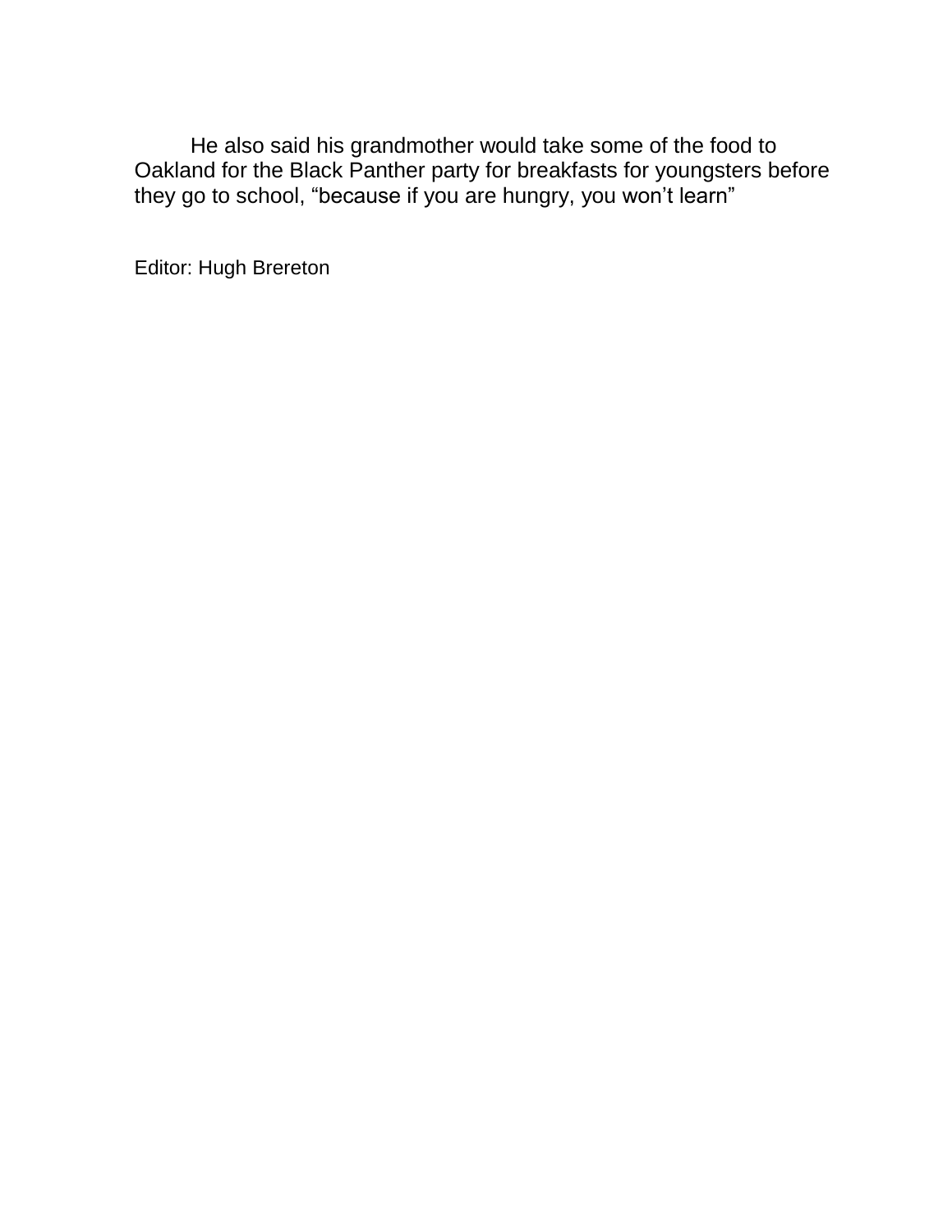He also said his grandmother would take some of the food to Oakland for the Black Panther party for breakfasts for youngsters before they go to school, “because if you are hungry, you won’t learn”

Editor: Hugh Brereton